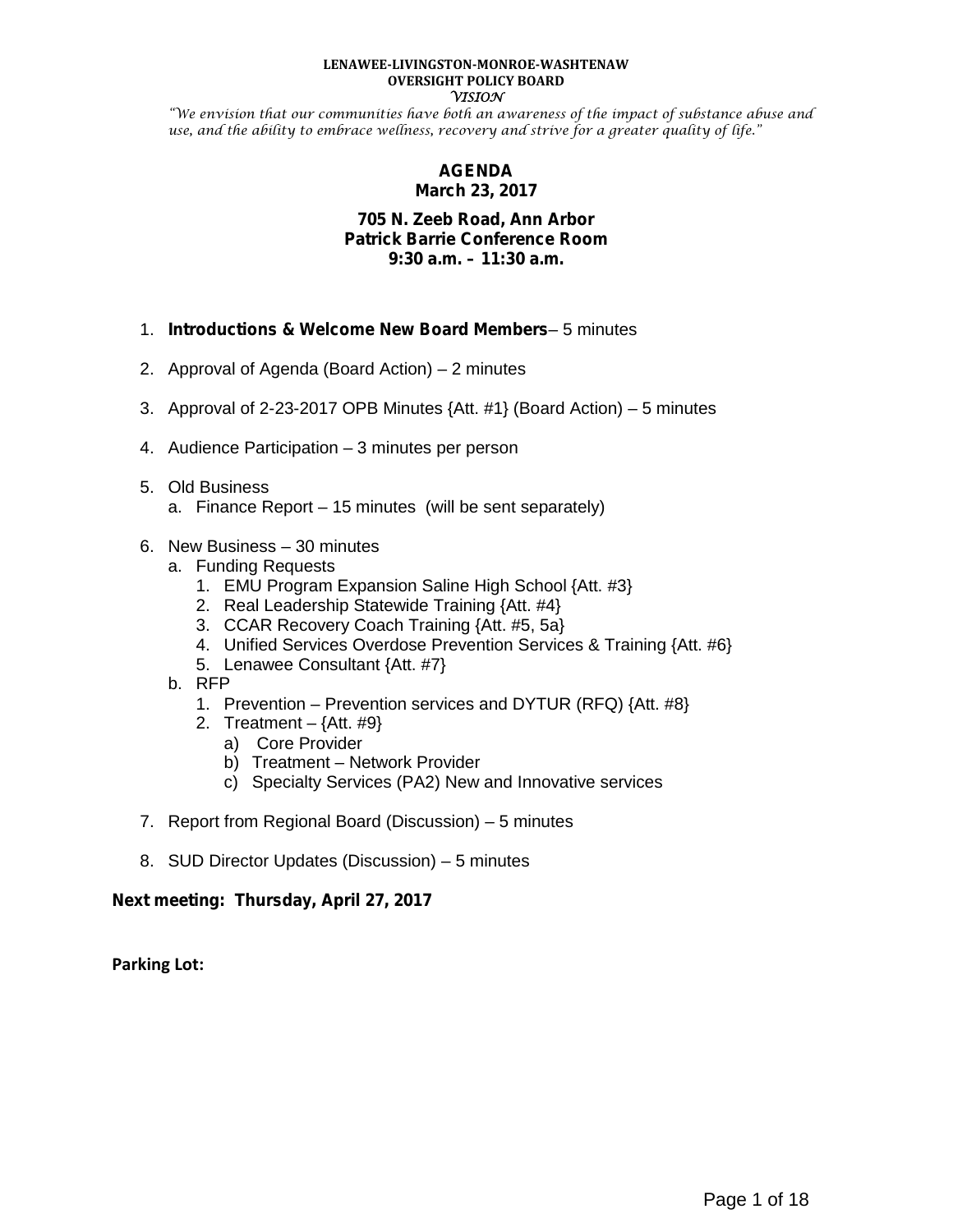**LENAWEE-LIVINGSTON-MONROE-WASHTENAW**
**OVERSIGHT POLICY BOARD**
*VISION*

*"We envision that our communities have both an awareness of the impact of substance abuse and use, and the ability to embrace wellness, recovery and strive for a greater quality of life."*

# AGENDA
## March 23, 2017

**705 N. Zeeb Road, Ann Arbor**
**Patrick Barrie Conference Room**
**9:30 a.m. – 11:30 a.m.**

1. **Introductions & Welcome New Board Members**– 5 minutes
2. Approval of Agenda (Board Action) – 2 minutes
3. Approval of 2-23-2017 OPB Minutes {Att. #1} (Board Action) – 5 minutes
4. Audience Participation – 3 minutes per person
5. Old Business
   a. Finance Report – 15 minutes (will be sent separately)
6. New Business – 30 minutes
   a. Funding Requests
      1. EMU Program Expansion Saline High School {Att. #3}
      2. Real Leadership Statewide Training {Att. #4}
      3. CCAR Recovery Coach Training {Att. #5, 5a}
      4. Unified Services Overdose Prevention Services & Training {Att. #6}
      5. Lenawee Consultant {Att. #7}
   b. RFP
      1. Prevention – Prevention services and DYTUR (RFQ) {Att. #8}
      2. Treatment – {Att. #9}
         a) Core Provider
         b) Treatment – Network Provider
         c) Specialty Services (PA2) New and Innovative services
7. Report from Regional Board (Discussion) – 5 minutes
8. SUD Director Updates (Discussion) – 5 minutes

**Next meeting: Thursday, April 27, 2017**

**Parking Lot:**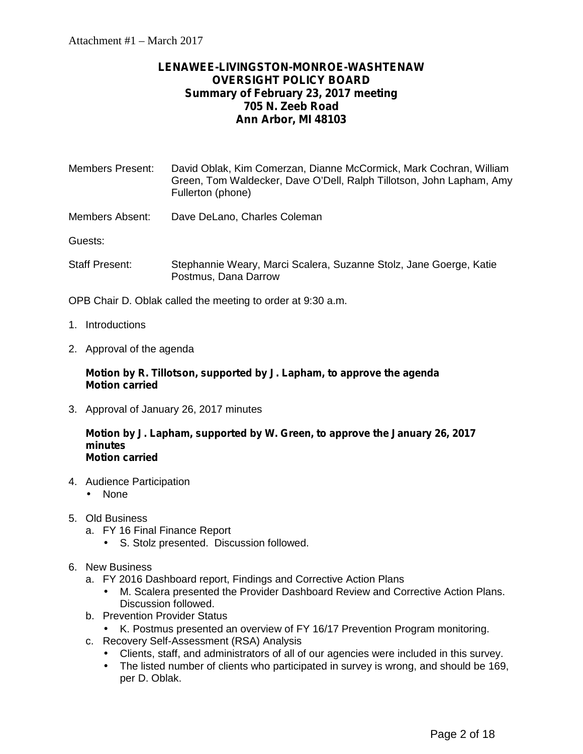Attachment #1 – March 2017

# LENAWEE-LIVINGSTON-MONROE-WASHTENAW OVERSIGHT POLICY BOARD

## Summary of February 23, 2017 meeting
## 705 N. Zeeb Road
## Ann Arbor, MI 48103

Members Present: David Oblak, Kim Comerzan, Dianne McCormick, Mark Cochran, William Green, Tom Waldecker, Dave O'Dell, Ralph Tillotson, John Lapham, Amy Fullerton (phone)

Members Absent: Dave DeLano, Charles Coleman

Guests:

Staff Present: Stephannie Weary, Marci Scalera, Suzanne Stolz, Jane Goerge, Katie Postmus, Dana Darrow

OPB Chair D. Oblak called the meeting to order at 9:30 a.m.

1. Introductions

2. Approval of the agenda

   **Motion by R. Tillotson, supported by J. Lapham, to approve the agenda**
   **Motion carried**

3. Approval of January 26, 2017 minutes

   **Motion by J. Lapham, supported by W. Green, to approve the January 26, 2017 minutes**
   **Motion carried**

4. Audience Participation
   - None

5. Old Business
   a. FY 16 Final Finance Report
      - S. Stolz presented. Discussion followed.

6. New Business
   a. FY 2016 Dashboard report, Findings and Corrective Action Plans
      - M. Scalera presented the Provider Dashboard Review and Corrective Action Plans. Discussion followed.
   b. Prevention Provider Status
      - K. Postmus presented an overview of FY 16/17 Prevention Program monitoring.
   c. Recovery Self-Assessment (RSA) Analysis
      - Clients, staff, and administrators of all of our agencies were included in this survey.
      - The listed number of clients who participated in survey is wrong, and should be 169, per D. Oblak.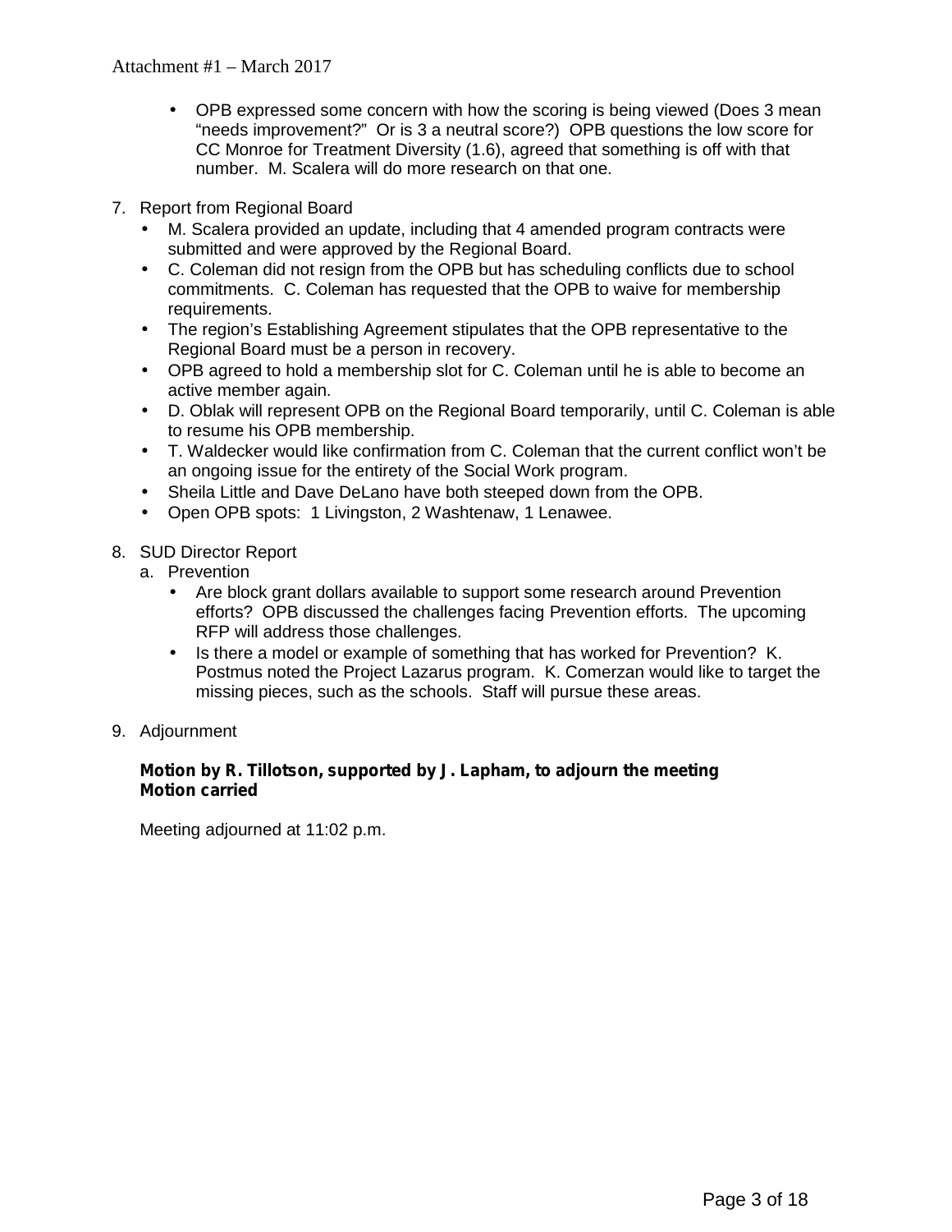- OPB expressed some concern with how the scoring is being viewed (Does 3 mean "needs improvement?" Or is 3 a neutral score?) OPB questions the low score for CC Monroe for Treatment Diversity (1.6), agreed that something is off with that number. M. Scalera will do more research on that one.

7. Report from Regional Board
   - M. Scalera provided an update, including that 4 amended program contracts were submitted and were approved by the Regional Board.
   - C. Coleman did not resign from the OPB but has scheduling conflicts due to school commitments. C. Coleman has requested that the OPB to waive for membership requirements.
   - The region's Establishing Agreement stipulates that the OPB representative to the Regional Board must be a person in recovery.
   - OPB agreed to hold a membership slot for C. Coleman until he is able to become an active member again.
   - D. Oblak will represent OPB on the Regional Board temporarily, until C. Coleman is able to resume his OPB membership.
   - T. Waldecker would like confirmation from C. Coleman that the current conflict won't be an ongoing issue for the entirety of the Social Work program.
   - Sheila Little and Dave DeLano have both steeped down from the OPB.
   - Open OPB spots: 1 Livingston, 2 Washtenaw, 1 Lenawee.

8. SUD Director Report
   a. Prevention
      - Are block grant dollars available to support some research around Prevention efforts? OPB discussed the challenges facing Prevention efforts. The upcoming RFP will address those challenges.
      - Is there a model or example of something that has worked for Prevention? K. Postmus noted the Project Lazarus program. K. Comerzan would like to target the missing pieces, such as the schools. Staff will pursue these areas.

9. Adjournment

   **Motion by R. Tillotson, supported by J. Lapham, to adjourn the meeting**
   **Motion carried**

   Meeting adjourned at 11:02 p.m.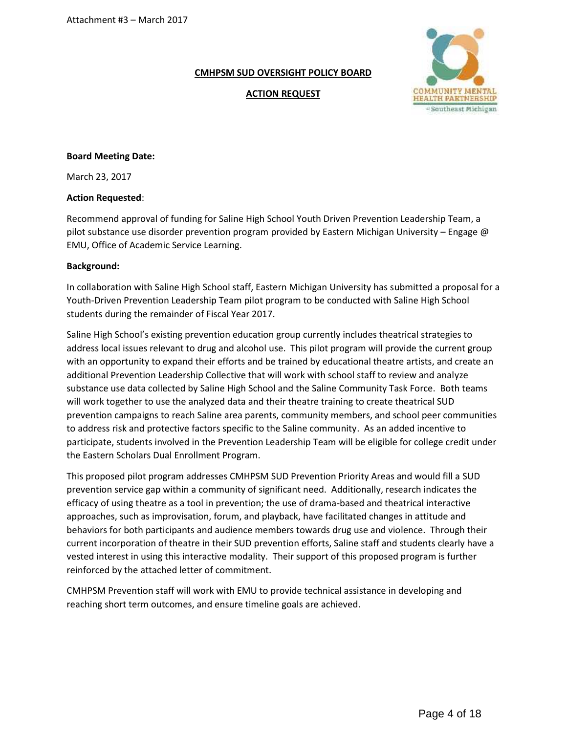Attachment #3 – March 2017

**CMHPSM SUD OVERSIGHT POLICY BOARD**

**ACTION REQUEST**

COMMUNITY MENTAL HEALTH PARTNERSHIP of Southeast Michigan

**Board Meeting Date:**

March 23, 2017

**Action Requested**:

Recommend approval of funding for Saline High School Youth Driven Prevention Leadership Team, a pilot substance use disorder prevention program provided by Eastern Michigan University – Engage @ EMU, Office of Academic Service Learning.

**Background:**

In collaboration with Saline High School staff, Eastern Michigan University has submitted a proposal for a Youth-Driven Prevention Leadership Team pilot program to be conducted with Saline High School students during the remainder of Fiscal Year 2017.

Saline High School's existing prevention education group currently includes theatrical strategies to address local issues relevant to drug and alcohol use. This pilot program will provide the current group with an opportunity to expand their efforts and be trained by educational theatre artists, and create an additional Prevention Leadership Collective that will work with school staff to review and analyze substance use data collected by Saline High School and the Saline Community Task Force. Both teams will work together to use the analyzed data and their theatre training to create theatrical SUD prevention campaigns to reach Saline area parents, community members, and school peer communities to address risk and protective factors specific to the Saline community. As an added incentive to participate, students involved in the Prevention Leadership Team will be eligible for college credit under the Eastern Scholars Dual Enrollment Program.

This proposed pilot program addresses CMHPSM SUD Prevention Priority Areas and would fill a SUD prevention service gap within a community of significant need. Additionally, research indicates the efficacy of using theatre as a tool in prevention; the use of drama-based and theatrical interactive approaches, such as improvisation, forum, and playback, have facilitated changes in attitude and behaviors for both participants and audience members towards drug use and violence. Through their current incorporation of theatre in their SUD prevention efforts, Saline staff and students clearly have a vested interest in using this interactive modality. Their support of this proposed program is further reinforced by the attached letter of commitment.

CMHPSM Prevention staff will work with EMU to provide technical assistance in developing and reaching short term outcomes, and ensure timeline goals are achieved.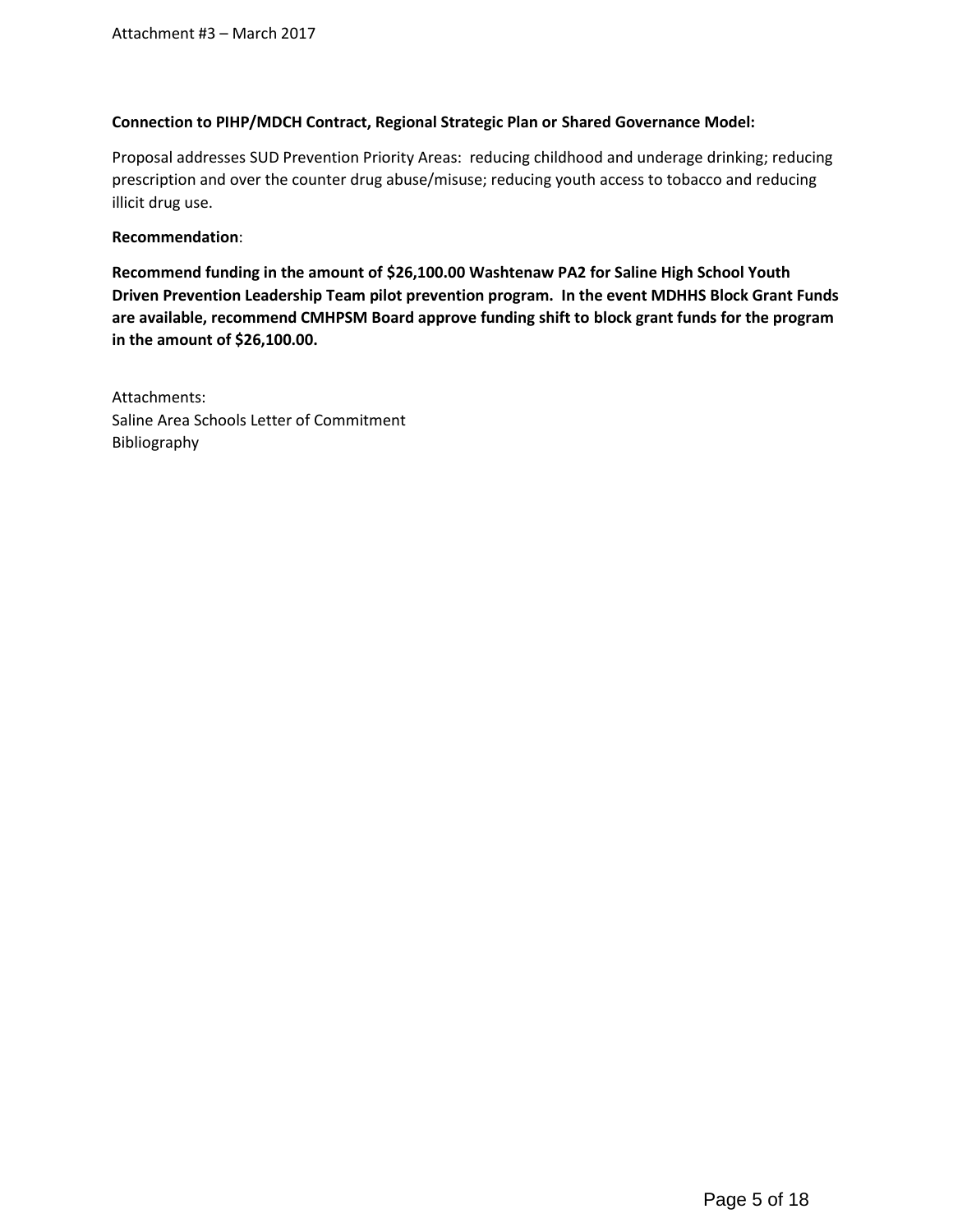**Connection to PIHP/MDCH Contract, Regional Strategic Plan or Shared Governance Model:**

Proposal addresses SUD Prevention Priority Areas: reducing childhood and underage drinking; reducing prescription and over the counter drug abuse/misuse; reducing youth access to tobacco and reducing illicit drug use.

**Recommendation**:

**Recommend funding in the amount of $26,100.00 Washtenaw PA2 for Saline High School Youth Driven Prevention Leadership Team pilot prevention program. In the event MDHHS Block Grant Funds are available, recommend CMHPSM Board approve funding shift to block grant funds for the program in the amount of $26,100.00.**

Attachments:
Saline Area Schools Letter of Commitment
Bibliography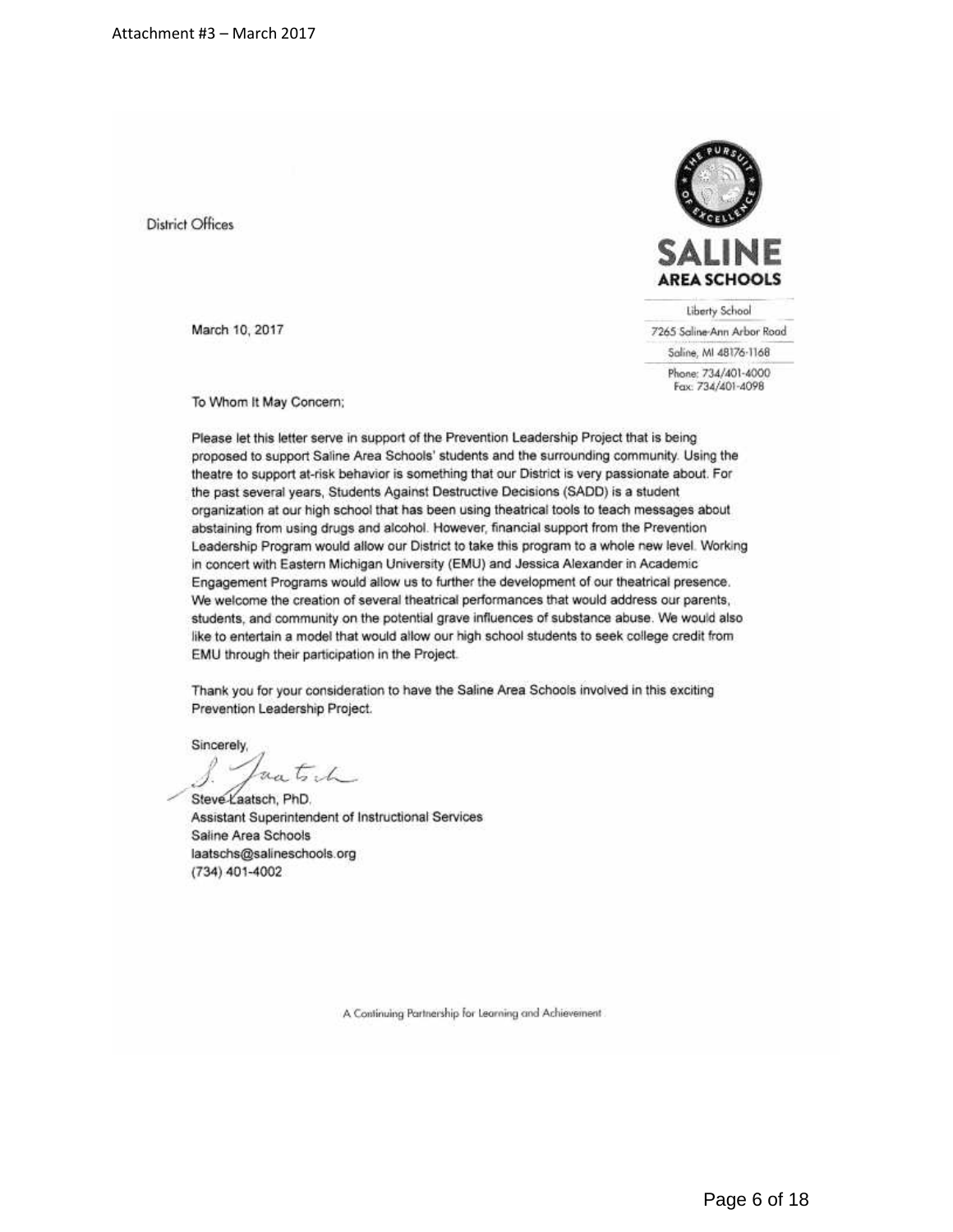Attachment #3 – March 2017

District Offices

**SALINE AREA SCHOOLS**

Liberty School
7265 Saline-Ann Arbor Road
Saline, MI 48176-1168
Phone: 734/401-4000
Fax: 734/401-4098

March 10, 2017

To Whom It May Concern;

Please let this letter serve in support of the Prevention Leadership Project that is being proposed to support Saline Area Schools' students and the surrounding community. Using the theatre to support at-risk behavior is something that our District is very passionate about. For the past several years, Students Against Destructive Decisions (SADD) is a student organization at our high school that has been using theatrical tools to teach messages about abstaining from using drugs and alcohol. However, financial support from the Prevention Leadership Program would allow our District to take this program to a whole new level. Working in concert with Eastern Michigan University (EMU) and Jessica Alexander in Academic Engagement Programs would allow us to further the development of our theatrical presence. We welcome the creation of several theatrical performances that would address our parents, students, and community on the potential grave influences of substance abuse. We would also like to entertain a model that would allow our high school students to seek college credit from EMU through their participation in the Project.

Thank you for your consideration to have the Saline Area Schools involved in this exciting Prevention Leadership Project.

Sincerely,

Steve Laatsch, PhD.
Assistant Superintendent of Instructional Services
Saline Area Schools
laatschs@salineschools.org
(734) 401-4002

A Continuing Partnership for Learning and Achievement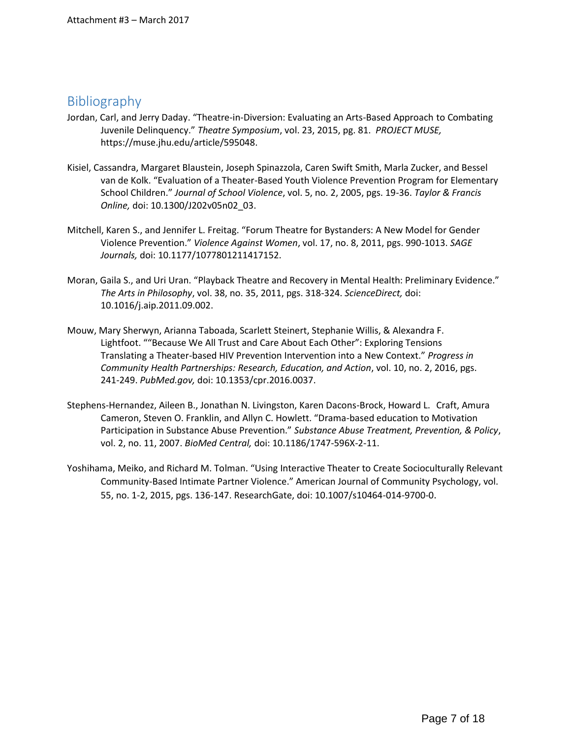## Bibliography

Jordan, Carl, and Jerry Daday. "Theatre-in-Diversion: Evaluating an Arts-Based Approach to Combating Juvenile Delinquency." *Theatre Symposium*, vol. 23, 2015, pg. 81. *PROJECT MUSE,* https://muse.jhu.edu/article/595048.

Kisiel, Cassandra, Margaret Blaustein, Joseph Spinazzola, Caren Swift Smith, Marla Zucker, and Bessel van de Kolk. "Evaluation of a Theater-Based Youth Violence Prevention Program for Elementary School Children." *Journal of School Violence*, vol. 5, no. 2, 2005, pgs. 19-36. *Taylor & Francis Online,* doi: 10.1300/J202v05n02_03.

Mitchell, Karen S., and Jennifer L. Freitag. "Forum Theatre for Bystanders: A New Model for Gender Violence Prevention." *Violence Against Women*, vol. 17, no. 8, 2011, pgs. 990-1013. *SAGE Journals,* doi: 10.1177/1077801211417152.

Moran, Gaila S., and Uri Uran. "Playback Theatre and Recovery in Mental Health: Preliminary Evidence." *The Arts in Philosophy*, vol. 38, no. 35, 2011, pgs. 318-324. *ScienceDirect,* doi: 10.1016/j.aip.2011.09.002.

Mouw, Mary Sherwyn, Arianna Taboada, Scarlett Steinert, Stephanie Willis, & Alexandra F. Lightfoot. ""Because We All Trust and Care About Each Other": Exploring Tensions Translating a Theater-based HIV Prevention Intervention into a New Context." *Progress in Community Health Partnerships: Research, Education, and Action*, vol. 10, no. 2, 2016, pgs. 241-249. *PubMed.gov,* doi: 10.1353/cpr.2016.0037.

Stephens-Hernandez, Aileen B., Jonathan N. Livingston, Karen Dacons-Brock, Howard L. Craft, Amura Cameron, Steven O. Franklin, and Allyn C. Howlett. "Drama-based education to Motivation Participation in Substance Abuse Prevention." *Substance Abuse Treatment, Prevention, & Policy*, vol. 2, no. 11, 2007. *BioMed Central,* doi: 10.1186/1747-596X-2-11.

Yoshihama, Meiko, and Richard M. Tolman. "Using Interactive Theater to Create Socioculturally Relevant Community-Based Intimate Partner Violence." American Journal of Community Psychology, vol. 55, no. 1-2, 2015, pgs. 136-147. ResearchGate, doi: 10.1007/s10464-014-9700-0.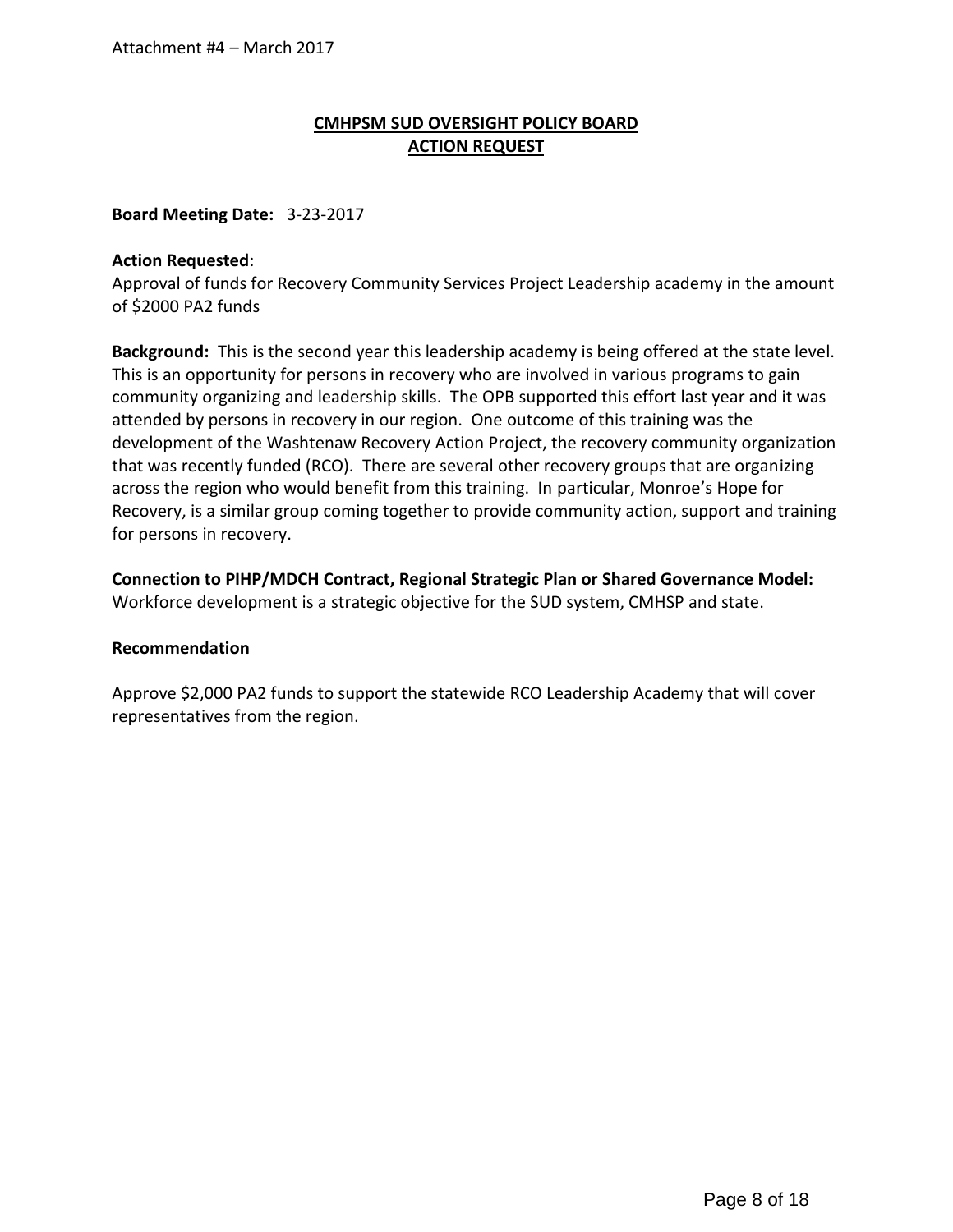Attachment #4 – March 2017

# CMHPSM SUD OVERSIGHT POLICY BOARD
## ACTION REQUEST

**Board Meeting Date:** 3-23-2017

**Action Requested**:
Approval of funds for Recovery Community Services Project Leadership academy in the amount of $2000 PA2 funds

**Background:** This is the second year this leadership academy is being offered at the state level. This is an opportunity for persons in recovery who are involved in various programs to gain community organizing and leadership skills. The OPB supported this effort last year and it was attended by persons in recovery in our region. One outcome of this training was the development of the Washtenaw Recovery Action Project, the recovery community organization that was recently funded (RCO). There are several other recovery groups that are organizing across the region who would benefit from this training. In particular, Monroe's Hope for Recovery, is a similar group coming together to provide community action, support and training for persons in recovery.

**Connection to PIHP/MDCH Contract, Regional Strategic Plan or Shared Governance Model:**
Workforce development is a strategic objective for the SUD system, CMHSP and state.

**Recommendation**

Approve $2,000 PA2 funds to support the statewide RCO Leadership Academy that will cover representatives from the region.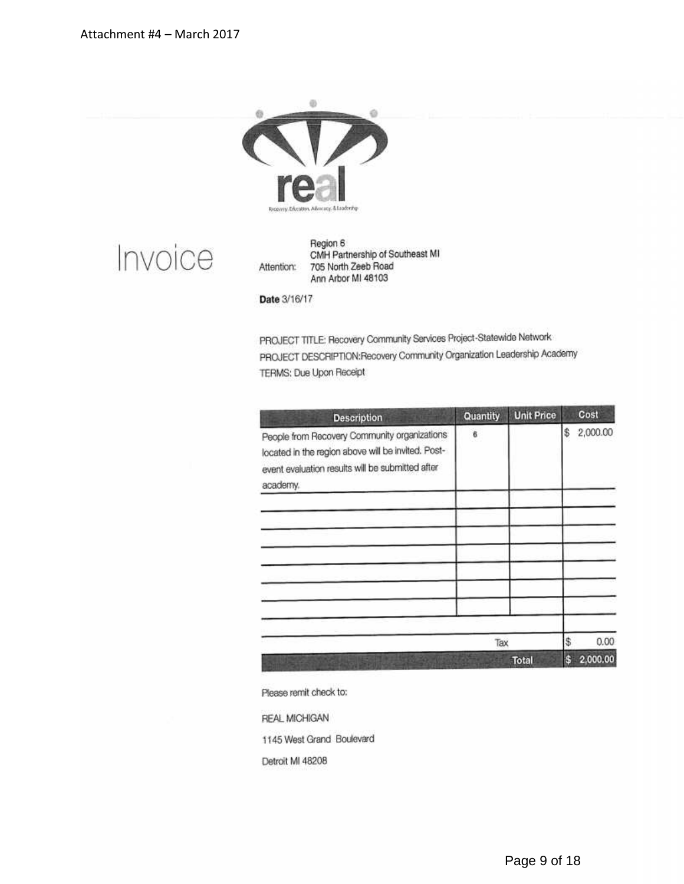Attachment #4 – March 2017

real

Recovery, Education, Advocacy, & Leadership

# Invoice

Attention: Region 6
CMH Partnership of Southeast MI
705 North Zeeb Road
Ann Arbor MI 48103

**Date** 3/16/17

PROJECT TITLE: Recovery Community Services Project-Statewide Network

PROJECT DESCRIPTION:Recovery Community Organization Leadership Academy

TERMS: Due Upon Receipt

| Description | Quantity | Unit Price | Cost |
|---|---|---|---|
| People from Recovery Community organizations located in the region above will be invited. Post-event evaluation results will be submitted after academy. | 6 | | $ 2,000.00 |
| | | | |
| | | | |
| | | | |
| | | | |
| | | | |
| | | | |
| | | Tax | $ 0.00 |
| | | Total | $ 2,000.00 |

Please remit check to:

REAL MICHIGAN

1145 West Grand Boulevard

Detroit MI 48208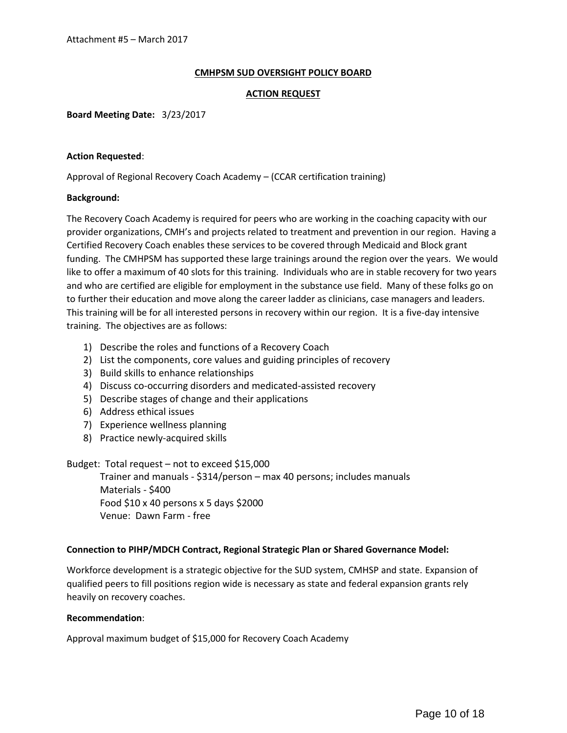Attachment #5 – March 2017

## CMHPSM SUD OVERSIGHT POLICY BOARD

## ACTION REQUEST

**Board Meeting Date:** 3/23/2017

**Action Requested**:

Approval of Regional Recovery Coach Academy – (CCAR certification training)

**Background:**

The Recovery Coach Academy is required for peers who are working in the coaching capacity with our provider organizations, CMH's and projects related to treatment and prevention in our region. Having a Certified Recovery Coach enables these services to be covered through Medicaid and Block grant funding. The CMHPSM has supported these large trainings around the region over the years. We would like to offer a maximum of 40 slots for this training. Individuals who are in stable recovery for two years and who are certified are eligible for employment in the substance use field. Many of these folks go on to further their education and move along the career ladder as clinicians, case managers and leaders. This training will be for all interested persons in recovery within our region. It is a five-day intensive training. The objectives are as follows:

1) Describe the roles and functions of a Recovery Coach
2) List the components, core values and guiding principles of recovery
3) Build skills to enhance relationships
4) Discuss co-occurring disorders and medicated-assisted recovery
5) Describe stages of change and their applications
6) Address ethical issues
7) Experience wellness planning
8) Practice newly-acquired skills

Budget: Total request – not to exceed $15,000

- Trainer and manuals - $314/person – max 40 persons; includes manuals
- Materials - $400
- Food $10 x 40 persons x 5 days $2000
- Venue: Dawn Farm - free

**Connection to PIHP/MDCH Contract, Regional Strategic Plan or Shared Governance Model:**

Workforce development is a strategic objective for the SUD system, CMHSP and state. Expansion of qualified peers to fill positions region wide is necessary as state and federal expansion grants rely heavily on recovery coaches.

**Recommendation**:

Approval maximum budget of $15,000 for Recovery Coach Academy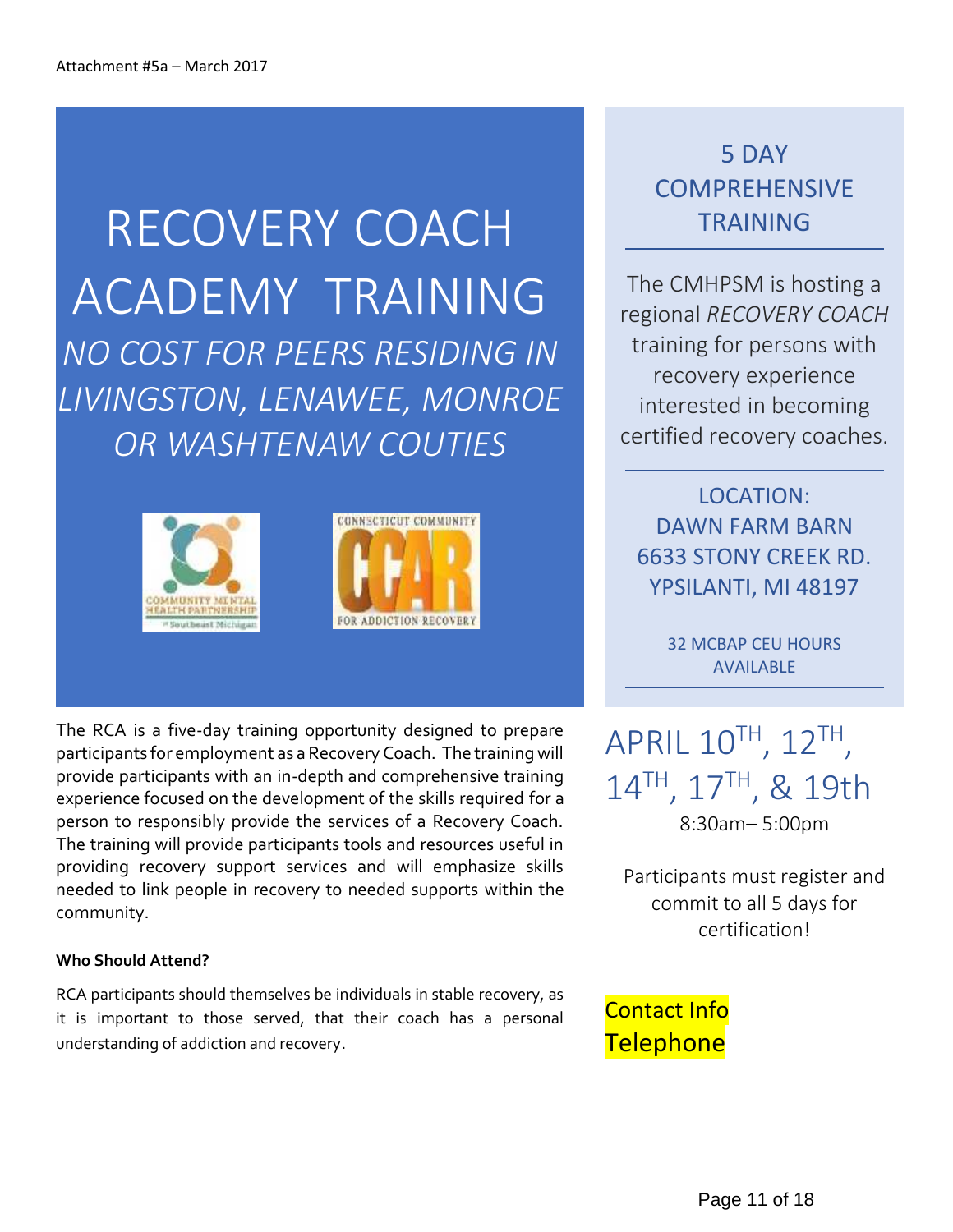Attachment #5a – March 2017

# RECOVERY COACH ACADEMY TRAINING

*NO COST FOR PEERS RESIDING IN LIVINGSTON, LENAWEE, MONROE OR WASHTENAW COUTIES*

## 5 DAY COMPREHENSIVE TRAINING

The CMHPSM is hosting a regional *RECOVERY COACH* training for persons with recovery experience interested in becoming certified recovery coaches.

LOCATION:
DAWN FARM BARN
6633 STONY CREEK RD.
YPSILANTI, MI 48197

32 MCBAP CEU HOURS AVAILABLE

The RCA is a five-day training opportunity designed to prepare participants for employment as a Recovery Coach. The training will provide participants with an in-depth and comprehensive training experience focused on the development of the skills required for a person to responsibly provide the services of a Recovery Coach. The training will provide participants tools and resources useful in providing recovery support services and will emphasize skills needed to link people in recovery to needed supports within the community.

**Who Should Attend?**

RCA participants should themselves be individuals in stable recovery, as it is important to those served, that their coach has a personal understanding of addiction and recovery.

## APRIL 10TH, 12TH, 14TH, 17TH, & 19th

8:30am– 5:00pm

Participants must register and commit to all 5 days for certification!

Contact Info
Telephone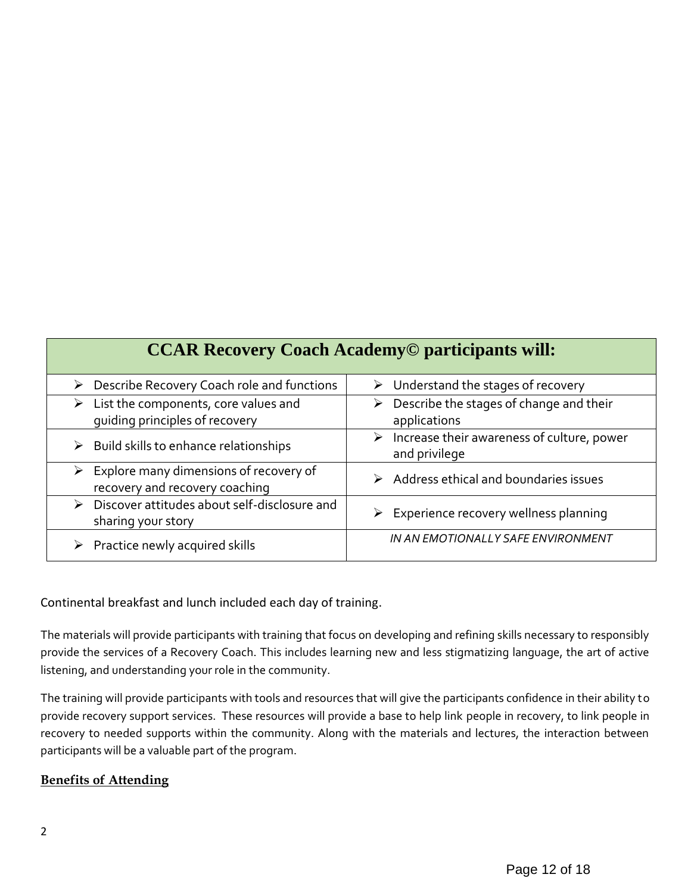| CCAR Recovery Coach Academy© participants will: | |
|---|---|
| ➢ Describe Recovery Coach role and functions | ➢ Understand the stages of recovery |
| ➢ List the components, core values and guiding principles of recovery | ➢ Describe the stages of change and their applications |
| ➢ Build skills to enhance relationships | ➢ Increase their awareness of culture, power and privilege |
| ➢ Explore many dimensions of recovery of recovery and recovery coaching | ➢ Address ethical and boundaries issues |
| ➢ Discover attitudes about self-disclosure and sharing your story | ➢ Experience recovery wellness planning |
| ➢ Practice newly acquired skills | *IN AN EMOTIONALLY SAFE ENVIRONMENT* |

Continental breakfast and lunch included each day of training.

The materials will provide participants with training that focus on developing and refining skills necessary to responsibly provide the services of a Recovery Coach. This includes learning new and less stigmatizing language, the art of active listening, and understanding your role in the community.

The training will provide participants with tools and resources that will give the participants confidence in their ability to provide recovery support services. These resources will provide a base to help link people in recovery, to link people in recovery to needed supports within the community. Along with the materials and lectures, the interaction between participants will be a valuable part of the program.

**Benefits of Attending**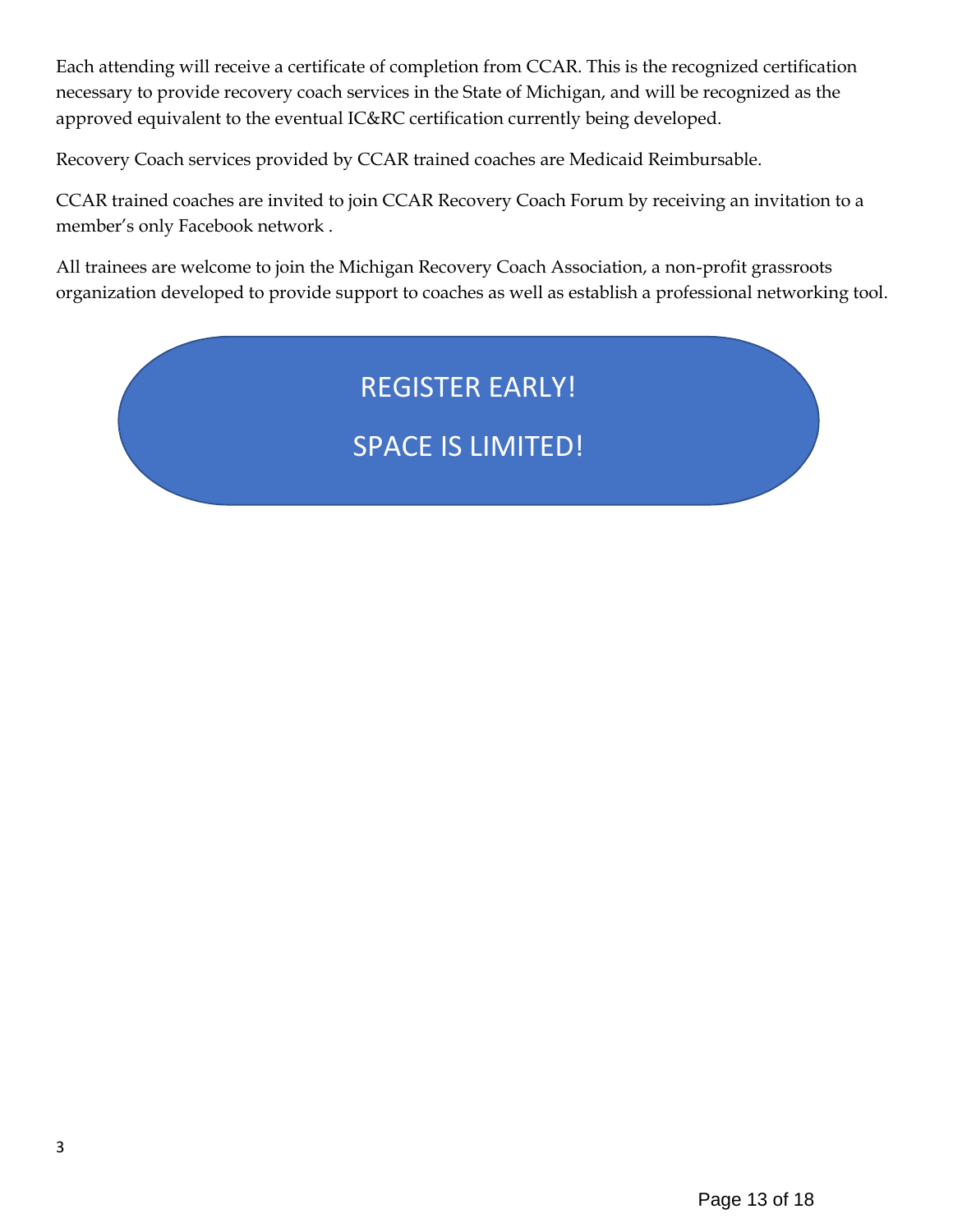Each attending will receive a certificate of completion from CCAR. This is the recognized certification necessary to provide recovery coach services in the State of Michigan, and will be recognized as the approved equivalent to the eventual IC&RC certification currently being developed.

Recovery Coach services provided by CCAR trained coaches are Medicaid Reimbursable.

CCAR trained coaches are invited to join CCAR Recovery Coach Forum by receiving an invitation to a member's only Facebook network .

All trainees are welcome to join the Michigan Recovery Coach Association, a non-profit grassroots organization developed to provide support to coaches as well as establish a professional networking tool.

REGISTER EARLY!

SPACE IS LIMITED!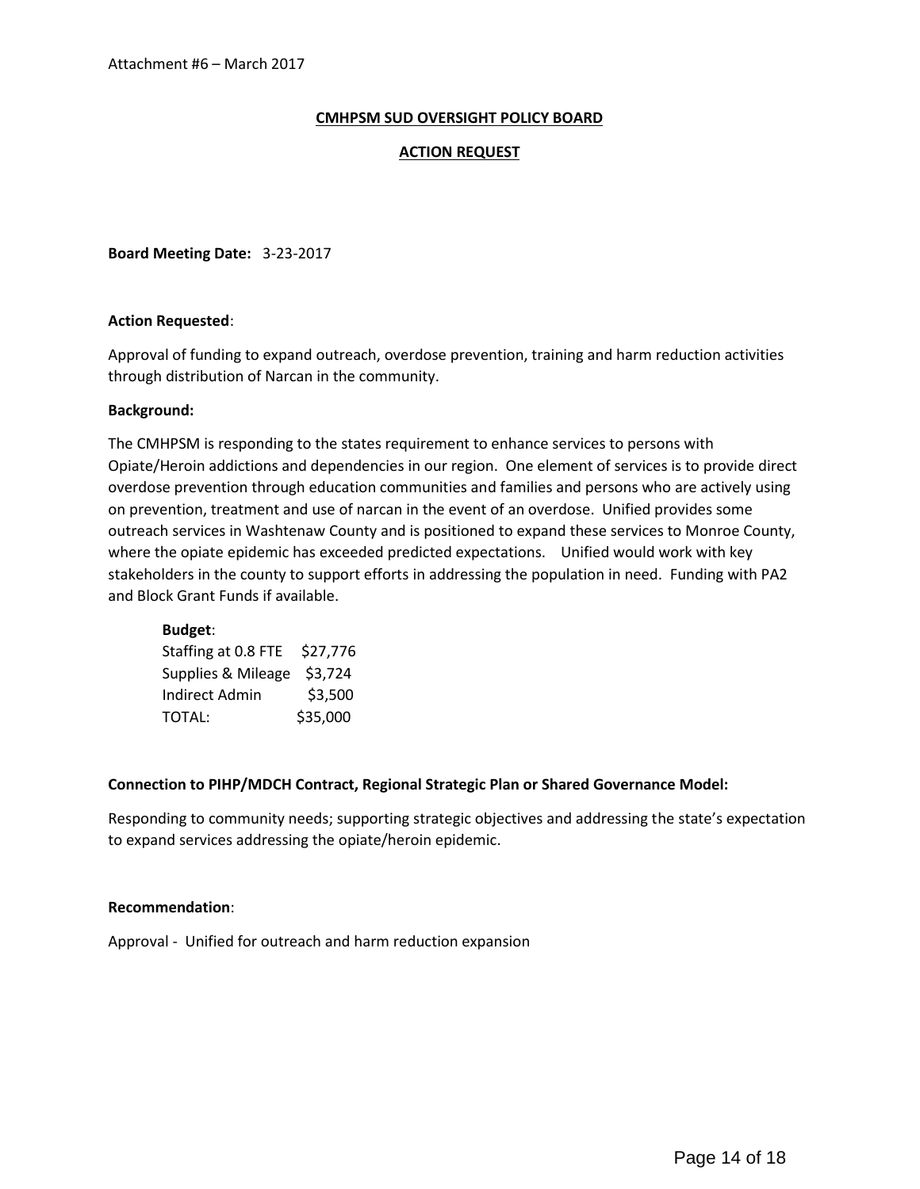Attachment #6 – March 2017

## CMHPSM SUD OVERSIGHT POLICY BOARD

## ACTION REQUEST

**Board Meeting Date:** 3-23-2017

**Action Requested**:

Approval of funding to expand outreach, overdose prevention, training and harm reduction activities through distribution of Narcan in the community.

**Background:**

The CMHPSM is responding to the states requirement to enhance services to persons with Opiate/Heroin addictions and dependencies in our region. One element of services is to provide direct overdose prevention through education communities and families and persons who are actively using on prevention, treatment and use of narcan in the event of an overdose. Unified provides some outreach services in Washtenaw County and is positioned to expand these services to Monroe County, where the opiate epidemic has exceeded predicted expectations. Unified would work with key stakeholders in the county to support efforts in addressing the population in need. Funding with PA2 and Block Grant Funds if available.

**Budget**:

| | |
|---|---|
| Staffing at 0.8 FTE | $27,776 |
| Supplies & Mileage | $3,724 |
| Indirect Admin | $3,500 |
| TOTAL: | $35,000 |

**Connection to PIHP/MDCH Contract, Regional Strategic Plan or Shared Governance Model:**

Responding to community needs; supporting strategic objectives and addressing the state's expectation to expand services addressing the opiate/heroin epidemic.

**Recommendation**:

Approval - Unified for outreach and harm reduction expansion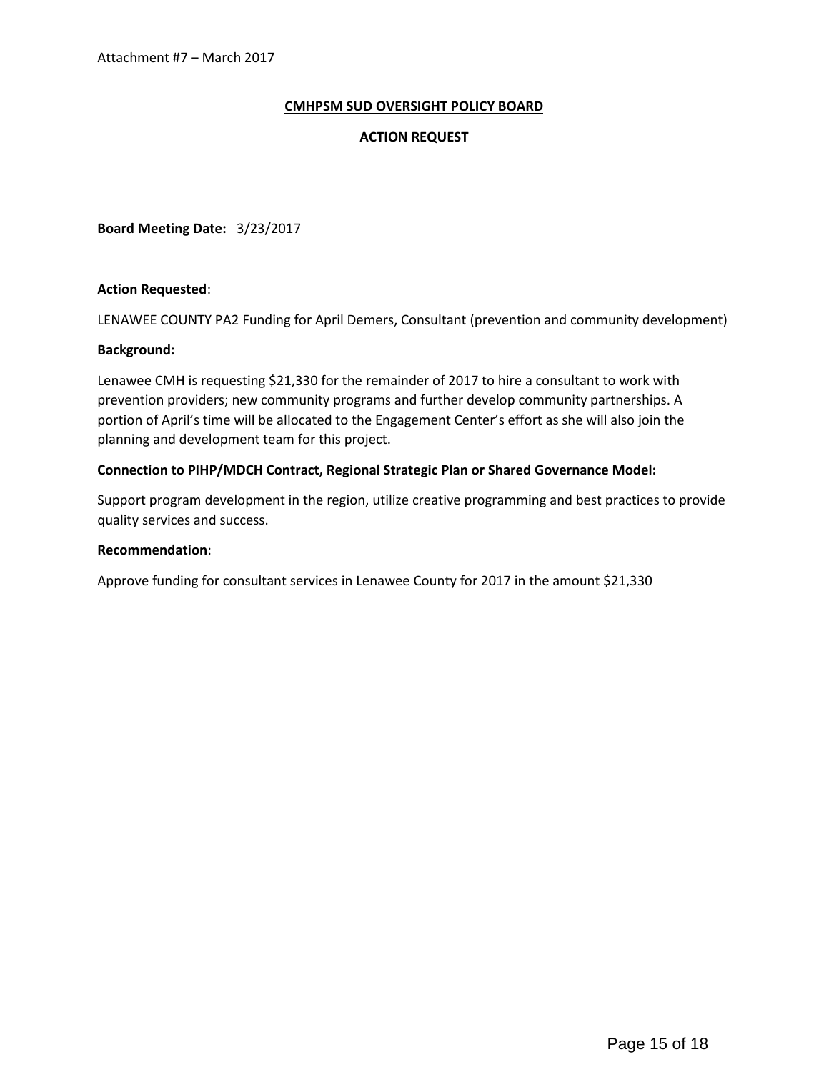Attachment #7 – March 2017

# CMHPSM SUD OVERSIGHT POLICY BOARD

## ACTION REQUEST

**Board Meeting Date:** 3/23/2017

**Action Requested**:

LENAWEE COUNTY PA2 Funding for April Demers, Consultant (prevention and community development)

**Background:**

Lenawee CMH is requesting $21,330 for the remainder of 2017 to hire a consultant to work with prevention providers; new community programs and further develop community partnerships. A portion of April's time will be allocated to the Engagement Center's effort as she will also join the planning and development team for this project.

**Connection to PIHP/MDCH Contract, Regional Strategic Plan or Shared Governance Model:**

Support program development in the region, utilize creative programming and best practices to provide quality services and success.

**Recommendation**:

Approve funding for consultant services in Lenawee County for 2017 in the amount $21,330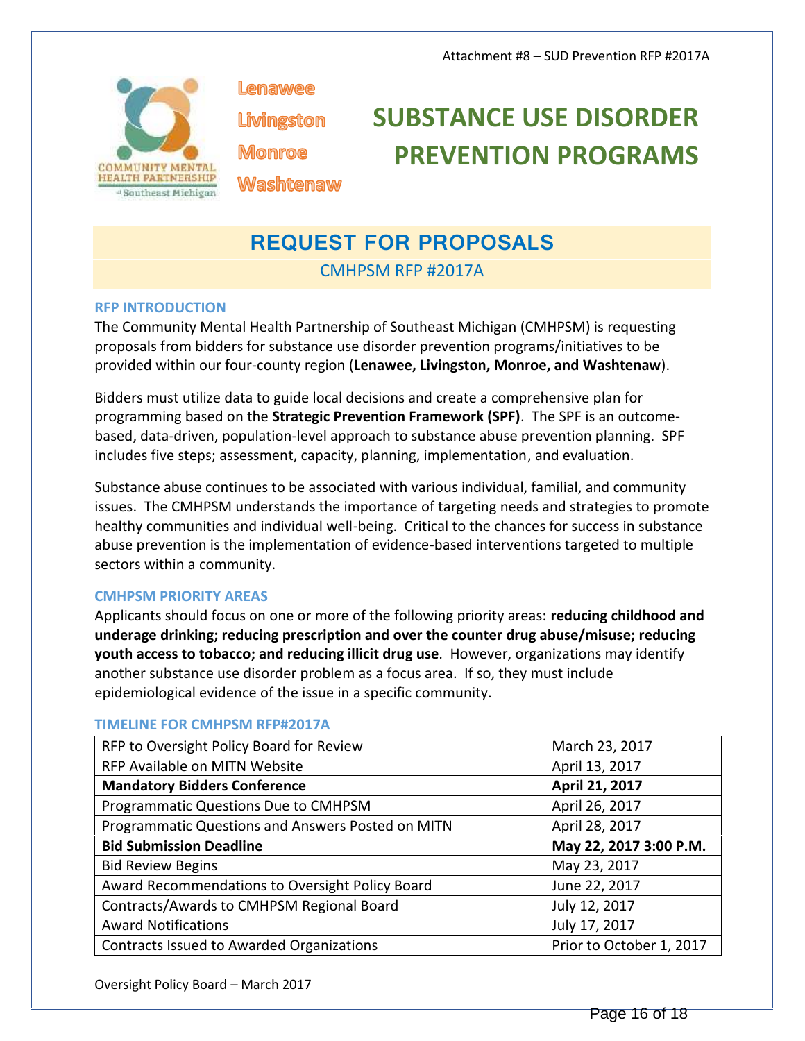Attachment #8 – SUD Prevention RFP #2017A

Lenawee
Livingston
Monroe
Washtenaw

# SUBSTANCE USE DISORDER PREVENTION PROGRAMS

## REQUEST FOR PROPOSALS

CMHPSM RFP #2017A

### RFP INTRODUCTION

The Community Mental Health Partnership of Southeast Michigan (CMHPSM) is requesting proposals from bidders for substance use disorder prevention programs/initiatives to be provided within our four-county region (**Lenawee, Livingston, Monroe, and Washtenaw**).

Bidders must utilize data to guide local decisions and create a comprehensive plan for programming based on the **Strategic Prevention Framework (SPF)**. The SPF is an outcome-based, data-driven, population-level approach to substance abuse prevention planning. SPF includes five steps; assessment, capacity, planning, implementation, and evaluation.

Substance abuse continues to be associated with various individual, familial, and community issues. The CMHPSM understands the importance of targeting needs and strategies to promote healthy communities and individual well-being. Critical to the chances for success in substance abuse prevention is the implementation of evidence-based interventions targeted to multiple sectors within a community.

### CMHPSM PRIORITY AREAS

Applicants should focus on one or more of the following priority areas: **reducing childhood and underage drinking; reducing prescription and over the counter drug abuse/misuse; reducing youth access to tobacco; and reducing illicit drug use**. However, organizations may identify another substance use disorder problem as a focus area. If so, they must include epidemiological evidence of the issue in a specific community.

### TIMELINE FOR CMHPSM RFP#2017A

| Event | Date |
|---|---|
| RFP to Oversight Policy Board for Review | March 23, 2017 |
| RFP Available on MITN Website | April 13, 2017 |
| **Mandatory Bidders Conference** | **April 21, 2017** |
| Programmatic Questions Due to CMHPSM | April 26, 2017 |
| Programmatic Questions and Answers Posted on MITN | April 28, 2017 |
| **Bid Submission Deadline** | **May 22, 2017 3:00 P.M.** |
| Bid Review Begins | May 23, 2017 |
| Award Recommendations to Oversight Policy Board | June 22, 2017 |
| Contracts/Awards to CMHPSM Regional Board | July 12, 2017 |
| Award Notifications | July 17, 2017 |
| Contracts Issued to Awarded Organizations | Prior to October 1, 2017 |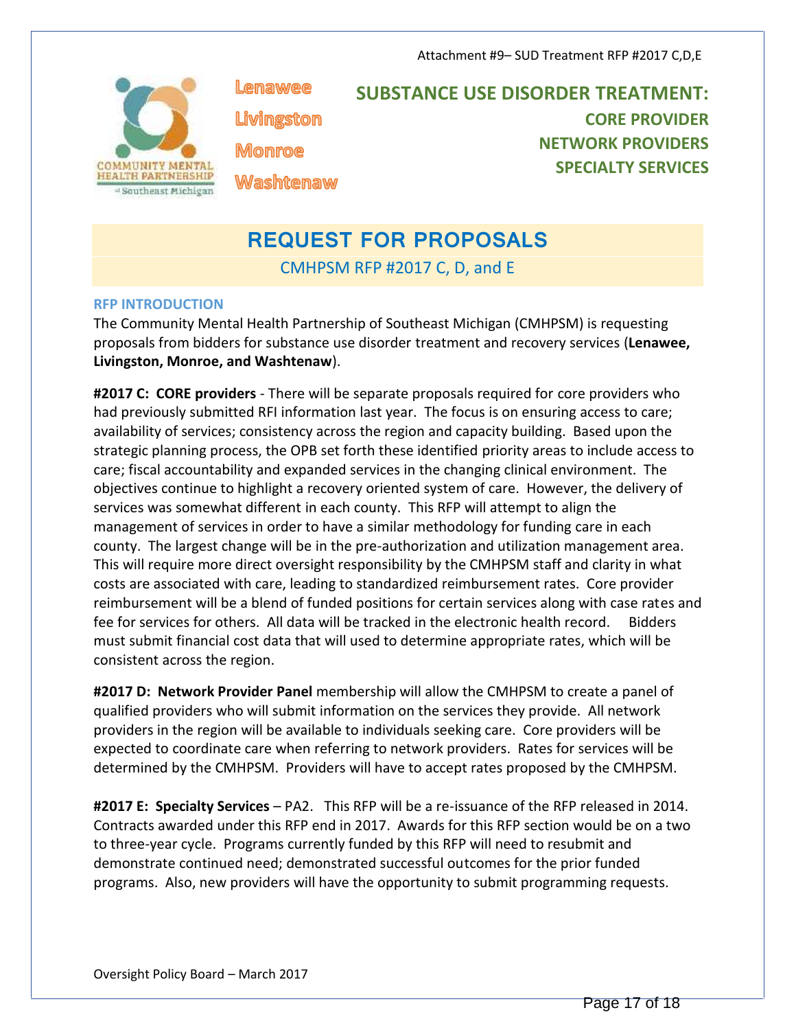Attachment #9– SUD Treatment RFP #2017 C,D,E

COMMUNITY MENTAL HEALTH PARTNERSHIP of Southeast Michigan

Lenawee
Livingston
Monroe
Washtenaw

## SUBSTANCE USE DISORDER TREATMENT:

**CORE PROVIDER**
**NETWORK PROVIDERS**
**SPECIALTY SERVICES**

# REQUEST FOR PROPOSALS

CMHPSM RFP #2017 C, D, and E

### RFP INTRODUCTION

The Community Mental Health Partnership of Southeast Michigan (CMHPSM) is requesting proposals from bidders for substance use disorder treatment and recovery services (**Lenawee, Livingston, Monroe, and Washtenaw**).

**#2017 C: CORE providers** - There will be separate proposals required for core providers who had previously submitted RFI information last year. The focus is on ensuring access to care; availability of services; consistency across the region and capacity building. Based upon the strategic planning process, the OPB set forth these identified priority areas to include access to care; fiscal accountability and expanded services in the changing clinical environment. The objectives continue to highlight a recovery oriented system of care. However, the delivery of services was somewhat different in each county. This RFP will attempt to align the management of services in order to have a similar methodology for funding care in each county. The largest change will be in the pre-authorization and utilization management area. This will require more direct oversight responsibility by the CMHPSM staff and clarity in what costs are associated with care, leading to standardized reimbursement rates. Core provider reimbursement will be a blend of funded positions for certain services along with case rates and fee for services for others. All data will be tracked in the electronic health record. Bidders must submit financial cost data that will used to determine appropriate rates, which will be consistent across the region.

**#2017 D: Network Provider Panel** membership will allow the CMHPSM to create a panel of qualified providers who will submit information on the services they provide. All network providers in the region will be available to individuals seeking care. Core providers will be expected to coordinate care when referring to network providers. Rates for services will be determined by the CMHPSM. Providers will have to accept rates proposed by the CMHPSM.

**#2017 E: Specialty Services** – PA2. This RFP will be a re-issuance of the RFP released in 2014. Contracts awarded under this RFP end in 2017. Awards for this RFP section would be on a two to three-year cycle. Programs currently funded by this RFP will need to resubmit and demonstrate continued need; demonstrated successful outcomes for the prior funded programs. Also, new providers will have the opportunity to submit programming requests.

Oversight Policy Board – March 2017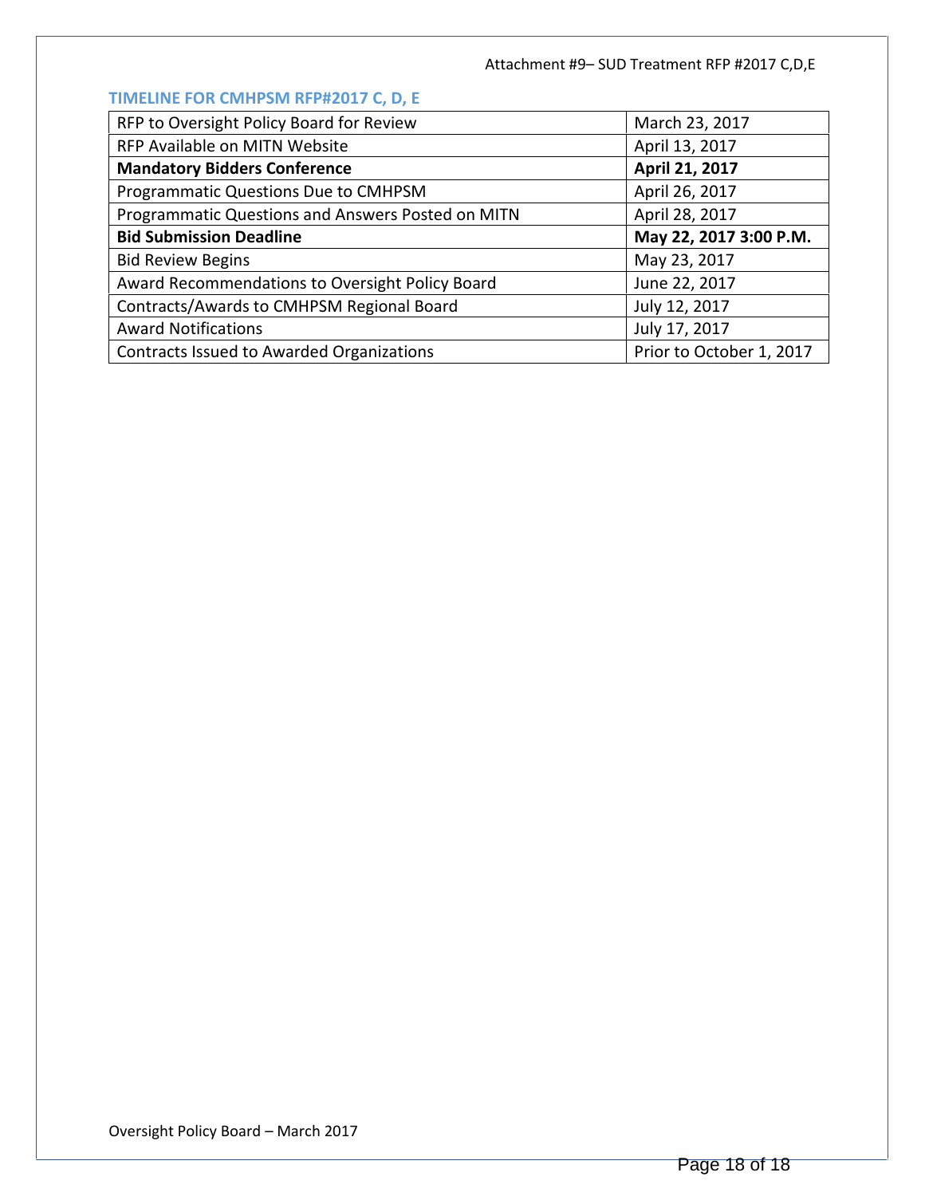### TIMELINE FOR CMHPSM RFP#2017 C, D, E

| | |
|---|---|
| RFP to Oversight Policy Board for Review | March 23, 2017 |
| RFP Available on MITN Website | April 13, 2017 |
| **Mandatory Bidders Conference** | **April 21, 2017** |
| Programmatic Questions Due to CMHPSM | April 26, 2017 |
| Programmatic Questions and Answers Posted on MITN | April 28, 2017 |
| **Bid Submission Deadline** | **May 22, 2017 3:00 P.M.** |
| Bid Review Begins | May 23, 2017 |
| Award Recommendations to Oversight Policy Board | June 22, 2017 |
| Contracts/Awards to CMHPSM Regional Board | July 12, 2017 |
| Award Notifications | July 17, 2017 |
| Contracts Issued to Awarded Organizations | Prior to October 1, 2017 |